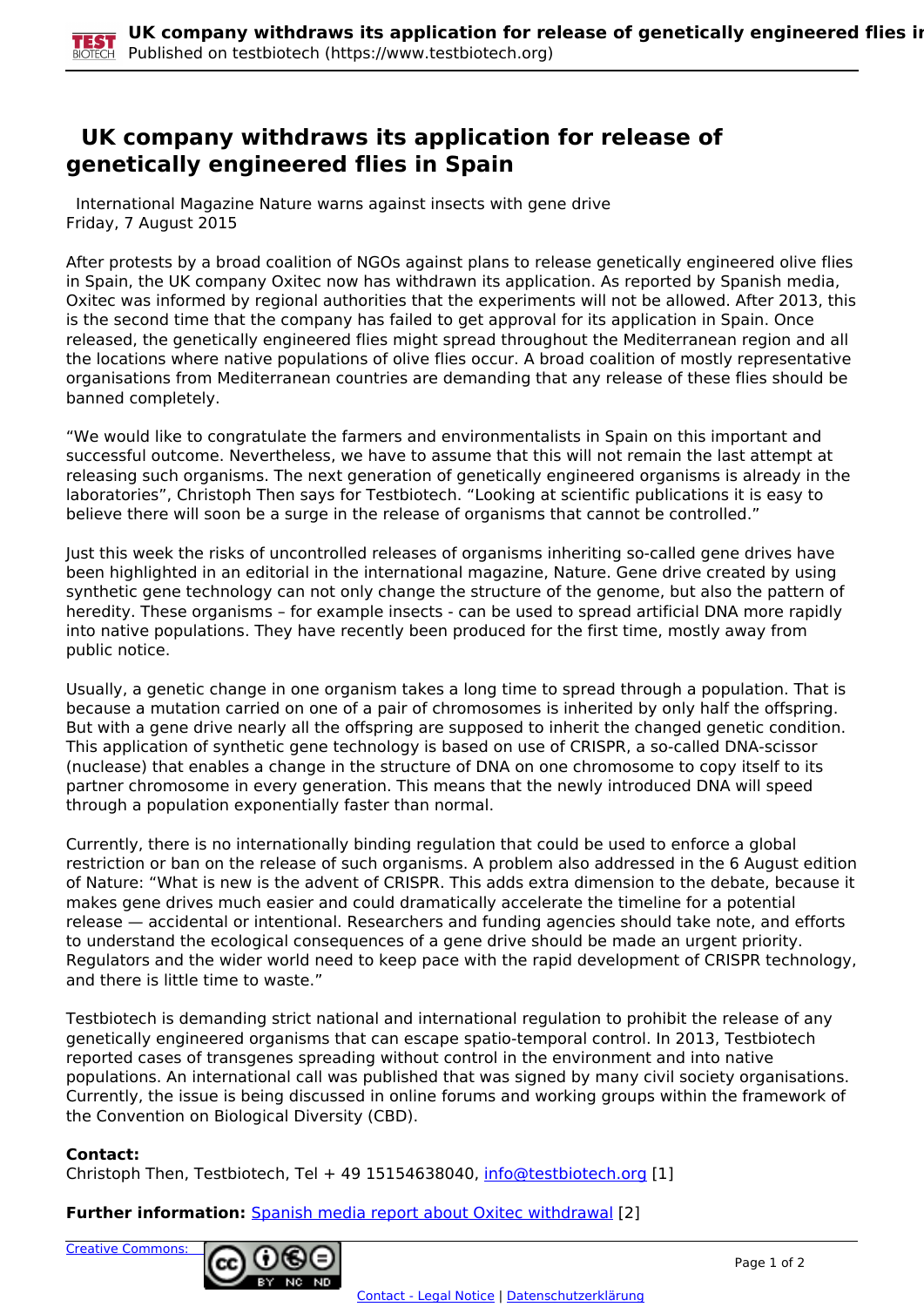# UK company withdraws its application for release of genetically engineered flies in Spain

International Magazine Nature warns against insects with gene drive
Friday, 7 August 2015

After protests by a broad coalition of NGOs against plans to release genetically engineered olive flies in Spain, the UK company Oxitec now has withdrawn its application. As reported by Spanish media, Oxitec was informed by regional authorities that the experiments will not be allowed. After 2013, this is the second time that the company has failed to get approval for its application in Spain. Once released, the genetically engineered flies might spread throughout the Mediterranean region and all the locations where native populations of olive flies occur. A broad coalition of mostly representative organisations from Mediterranean countries are demanding that any release of these flies should be banned completely.

"We would like to congratulate the farmers and environmentalists in Spain on this important and successful outcome. Nevertheless, we have to assume that this will not remain the last attempt at releasing such organisms. The next generation of genetically engineered organisms is already in the laboratories", Christoph Then says for Testbiotech. "Looking at scientific publications it is easy to believe there will soon be a surge in the release of organisms that cannot be controlled."

Just this week the risks of uncontrolled releases of organisms inheriting so-called gene drives have been highlighted in an editorial in the international magazine, Nature. Gene drive created by using synthetic gene technology can not only change the structure of the genome, but also the pattern of heredity. These organisms – for example insects - can be used to spread artificial DNA more rapidly into native populations. They have recently been produced for the first time, mostly away from public notice.

Usually, a genetic change in one organism takes a long time to spread through a population. That is because a mutation carried on one of a pair of chromosomes is inherited by only half the offspring. But with a gene drive nearly all the offspring are supposed to inherit the changed genetic condition. This application of synthetic gene technology is based on use of CRISPR, a so-called DNA-scissor (nuclease) that enables a change in the structure of DNA on one chromosome to copy itself to its partner chromosome in every generation. This means that the newly introduced DNA will speed through a population exponentially faster than normal.

Currently, there is no internationally binding regulation that could be used to enforce a global restriction or ban on the release of such organisms. A problem also addressed in the 6 August edition of Nature: "What is new is the advent of CRISPR. This adds extra dimension to the debate, because it makes gene drives much easier and could dramatically accelerate the timeline for a potential release — accidental or intentional. Researchers and funding agencies should take note, and efforts to understand the ecological consequences of a gene drive should be made an urgent priority. Regulators and the wider world need to keep pace with the rapid development of CRISPR technology, and there is little time to waste."

Testbiotech is demanding strict national and international regulation to prohibit the release of any genetically engineered organisms that can escape spatio-temporal control. In 2013, Testbiotech reported cases of transgenes spreading without control in the environment and into native populations. An international call was published that was signed by many civil society organisations. Currently, the issue is being discussed in online forums and working groups within the framework of the Convention on Biological Diversity (CBD).

**Contact:**
Christoph Then, Testbiotech, Tel + 49 15154638040, info@testbiotech.org [1]

**Further information:** Spanish media report about Oxitec withdrawal [2]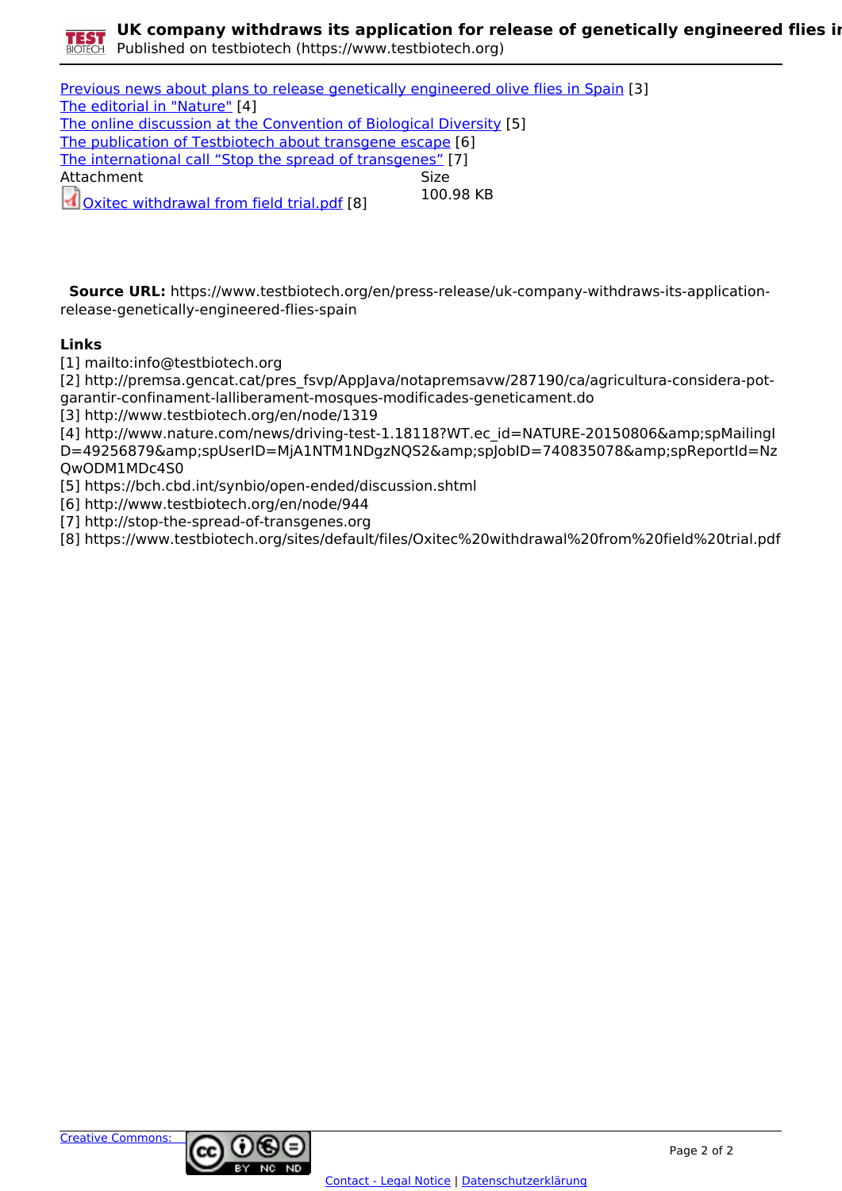Previous news about plans to release genetically engineered olive flies in Spain [3]
The editorial in "Nature" [4]
The online discussion at the Convention of Biological Diversity [5]
The publication of Testbiotech about transgene escape [6]
The international call “Stop the spread of transgenes” [7]

| Attachment | Size |
| --- | --- |
| Oxitec withdrawal from field trial.pdf [8] | 100.98 KB |

**Source URL:** https://www.testbiotech.org/en/press-release/uk-company-withdraws-its-application-release-genetically-engineered-flies-spain

**Links**

[1] mailto:info@testbiotech.org
[2] http://premsa.gencat.cat/pres_fsvp/AppJava/notapremsavw/287190/ca/agricultura-considera-pot-garantir-confinament-lalliberament-mosques-modificades-geneticament.do
[3] http://www.testbiotech.org/en/node/1319
[4] http://www.nature.com/news/driving-test-1.18118?WT.ec_id=NATURE-20150806&amp;spMailingID=49256879&amp;spUserID=MjA1NTM1NDgzNQS2&amp;spJobID=740835078&amp;spReportId=NzQwODM1MDc4S0
[5] https://bch.cbd.int/synbio/open-ended/discussion.shtml
[6] http://www.testbiotech.org/en/node/944
[7] http://stop-the-spread-of-transgenes.org
[8] https://www.testbiotech.org/sites/default/files/Oxitec%20withdrawal%20from%20field%20trial.pdf

Creative Commons:

Contact - Legal Notice | Datenschutzerklärung